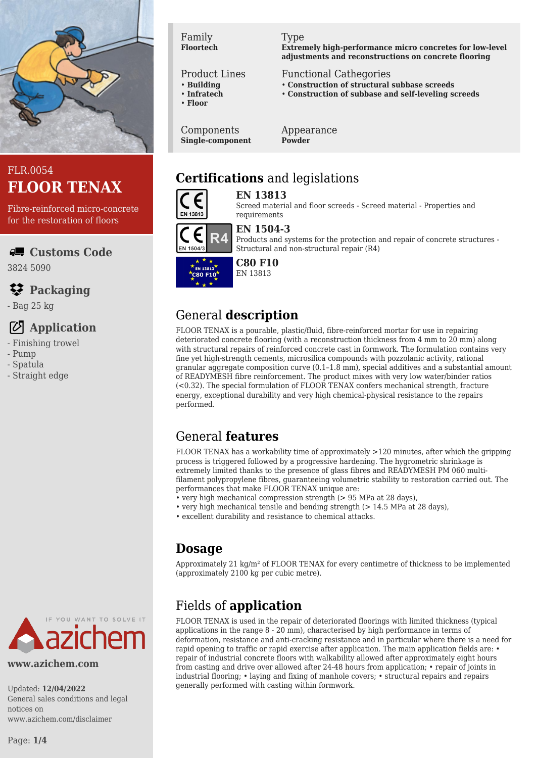FLR.0054

# FLOOR TENAX

Fibre-reinforced micro-concrete for the restoration of floors

## Customs Code

3824 5090

## Packaging

- Bag 25 kg

## Application

- Finishing trowel
- Pump
- Spatula
- Straight edge

www.azichem.com

Updated: **12/04/2022**
General sales conditions and legal notices on www.azichem.com/disclaimer

| Family | Type |
|---|---|
| **Floortech** | **Extremely high-performance micro concretes for low-level adjustments and reconstructions on concrete flooring** |
| Product Lines | Functional Cathegories |
| • **Building** • **Infratech** • **Floor** | • **Construction of structural subbase screeds** • **Construction of subbase and self-leveling screeds** |
| Components | Appearance |
| **Single-component** | **Powder** |

## Certifications and legislations

**EN 13813**
Screed material and floor screeds - Screed material - Properties and requirements

**EN 1504-3**
Products and systems for the protection and repair of concrete structures - Structural and non-structural repair (R4)

**C80 F10**
EN 13813

## General description

FLOOR TENAX is a pourable, plastic/fluid, fibre-reinforced mortar for use in repairing deteriorated concrete flooring (with a reconstruction thickness from 4 mm to 20 mm) along with structural repairs of reinforced concrete cast in formwork. The formulation contains very fine yet high-strength cements, microsilica compounds with pozzolanic activity, rational granular aggregate composition curve (0.1–1.8 mm), special additives and a substantial amount of READYMESH fibre reinforcement. The product mixes with very low water/binder ratios (<0.32). The special formulation of FLOOR TENAX confers mechanical strength, fracture energy, exceptional durability and very high chemical-physical resistance to the repairs performed.

## General features

FLOOR TENAX has a workability time of approximately >120 minutes, after which the gripping process is triggered followed by a progressive hardening. The hygrometric shrinkage is extremely limited thanks to the presence of glass fibres and READYMESH PM 060 multi-filament polypropylene fibres, guaranteeing volumetric stability to restoration carried out. The performances that make FLOOR TENAX unique are:

- very high mechanical compression strength (> 95 MPa at 28 days),
- very high mechanical tensile and bending strength (> 14.5 MPa at 28 days),
- excellent durability and resistance to chemical attacks.

## Dosage

Approximately 21 kg/m² of FLOOR TENAX for every centimetre of thickness to be implemented (approximately 2100 kg per cubic metre).

## Fields of application

FLOOR TENAX is used in the repair of deteriorated floorings with limited thickness (typical applications in the range 8 - 20 mm), characterised by high performance in terms of deformation, resistance and anti-cracking resistance and in particular where there is a need for rapid opening to traffic or rapid exercise after application. The main application fields are: • repair of industrial concrete floors with walkability allowed after approximately eight hours from casting and drive over allowed after 24-48 hours from application; • repair of joints in industrial flooring; • laying and fixing of manhole covers; • structural repairs and repairs generally performed with casting within formwork.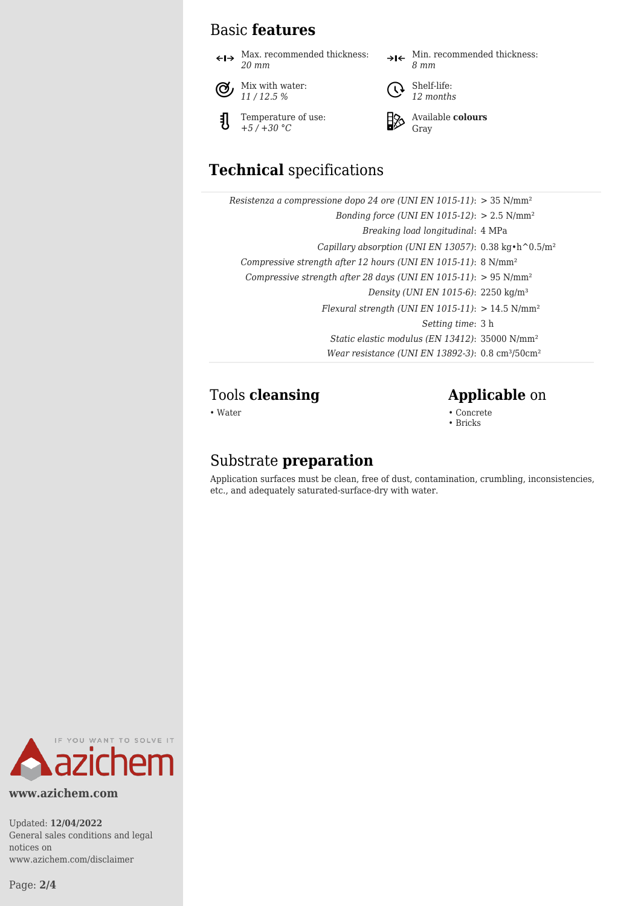## Basic **features**

- Max. recommended thickness: *20 mm*
- Min. recommended thickness: *8 mm*
- Mix with water: *11 / 12.5 %*
- Shelf-life: *12 months*
- Temperature of use: *+5 / +30 °C*
- Available **colours**: Gray

## **Technical** specifications

| | |
|---|---|
| *Resistenza a compressione dopo 24 ore (UNI EN 1015-11)*: | > 35 $N/mm^2$ |
| *Bonding force (UNI EN 1015-12)*: | > 2.5 $N/mm^2$ |
| *Breaking load longitudinal*: | 4 MPa |
| *Capillary absorption (UNI EN 13057)*: | 0.38 kg•h^0.5/$m^2$ |
| *Compressive strength after 12 hours (UNI EN 1015-11)*: | 8 $N/mm^2$ |
| *Compressive strength after 28 days (UNI EN 1015-11)*: | > 95 $N/mm^2$ |
| *Density (UNI EN 1015-6)*: | 2250 $kg/m^3$ |
| *Flexural strength (UNI EN 1015-11)*: | > 14.5 $N/mm^2$ |
| *Setting time*: | 3 h |
| *Static elastic modulus (EN 13412)*: | 35000 $N/mm^2$ |
| *Wear resistance (UNI EN 13892-3)*: | 0.8 $cm^3/50cm^2$ |

## Tools **cleansing**

- Water

## **Applicable** on

- Concrete
- Bricks

## Substrate **preparation**

Application surfaces must be clean, free of dust, contamination, crumbling, inconsistencies, etc., and adequately saturated-surface-dry with water.

IF YOU WANT TO SOLVE IT azichem

**www.azichem.com**

Updated: **12/04/2022**
General sales conditions and legal notices on www.azichem.com/disclaimer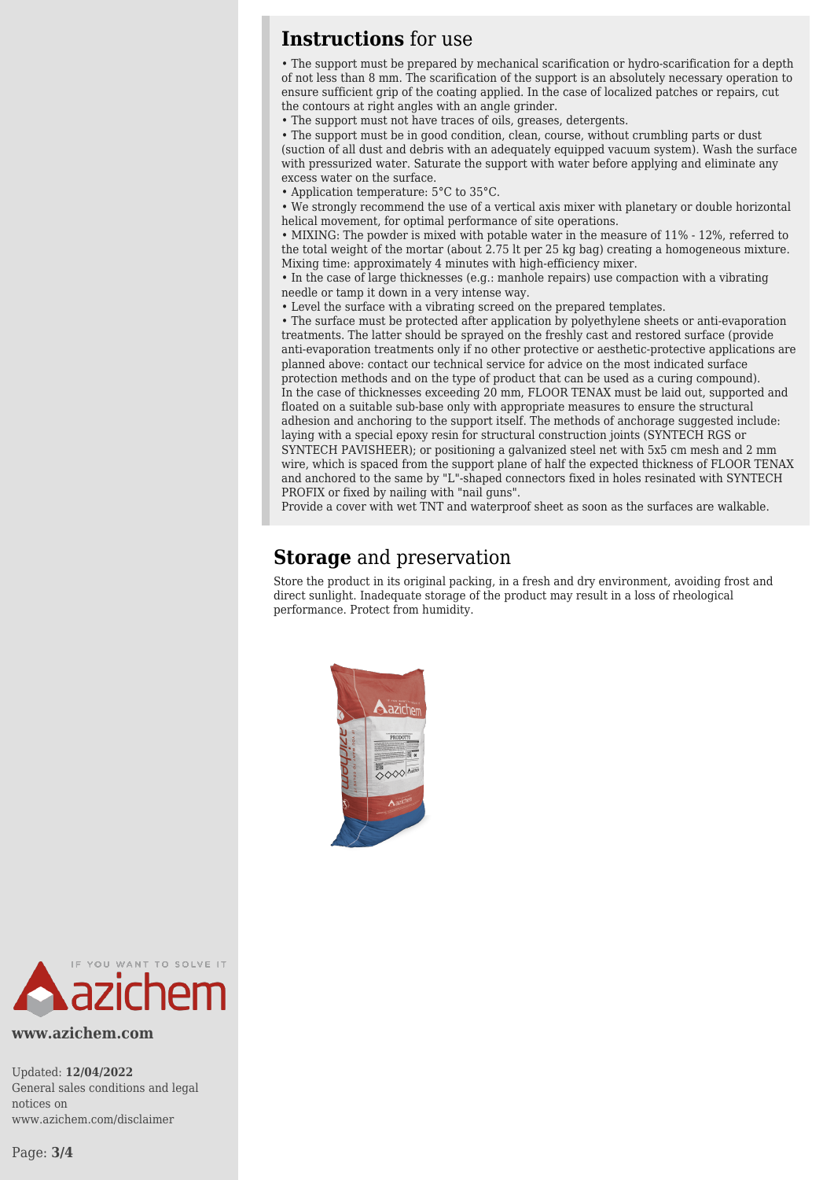## **Instructions** for use

- The support must be prepared by mechanical scarification or hydro-scarification for a depth of not less than 8 mm. The scarification of the support is an absolutely necessary operation to ensure sufficient grip of the coating applied. In the case of localized patches or repairs, cut the contours at right angles with an angle grinder.
- The support must not have traces of oils, greases, detergents.
- The support must be in good condition, clean, course, without crumbling parts or dust (suction of all dust and debris with an adequately equipped vacuum system). Wash the surface with pressurized water. Saturate the support with water before applying and eliminate any excess water on the surface.
- Application temperature: 5°C to 35°C.
- We strongly recommend the use of a vertical axis mixer with planetary or double horizontal helical movement, for optimal performance of site operations.
- MIXING: The powder is mixed with potable water in the measure of 11% - 12%, referred to the total weight of the mortar (about 2.75 lt per 25 kg bag) creating a homogeneous mixture. Mixing time: approximately 4 minutes with high-efficiency mixer.
- In the case of large thicknesses (e.g.: manhole repairs) use compaction with a vibrating needle or tamp it down in a very intense way.
- Level the surface with a vibrating screed on the prepared templates.
- The surface must be protected after application by polyethylene sheets or anti-evaporation treatments. The latter should be sprayed on the freshly cast and restored surface (provide anti-evaporation treatments only if no other protective or aesthetic-protective applications are planned above: contact our technical service for advice on the most indicated surface protection methods and on the type of product that can be used as a curing compound).

In the case of thicknesses exceeding 20 mm, FLOOR TENAX must be laid out, supported and floated on a suitable sub-base only with appropriate measures to ensure the structural adhesion and anchoring to the support itself. The methods of anchorage suggested include: laying with a special epoxy resin for structural construction joints (SYNTECH RGS or SYNTECH PAVISHEER); or positioning a galvanized steel net with 5x5 cm mesh and 2 mm wire, which is spaced from the support plane of half the expected thickness of FLOOR TENAX and anchored to the same by "L"-shaped connectors fixed in holes resinated with SYNTECH PROFIX or fixed by nailing with "nail guns".

Provide a cover with wet TNT and waterproof sheet as soon as the surfaces are walkable.

## **Storage** and preservation

Store the product in its original packing, in a fresh and dry environment, avoiding frost and direct sunlight. Inadequate storage of the product may result in a loss of rheological performance. Protect from humidity.

IF YOU WANT TO SOLVE IT

azichem

**www.azichem.com**

Updated: **12/04/2022**
General sales conditions and legal notices on www.azichem.com/disclaimer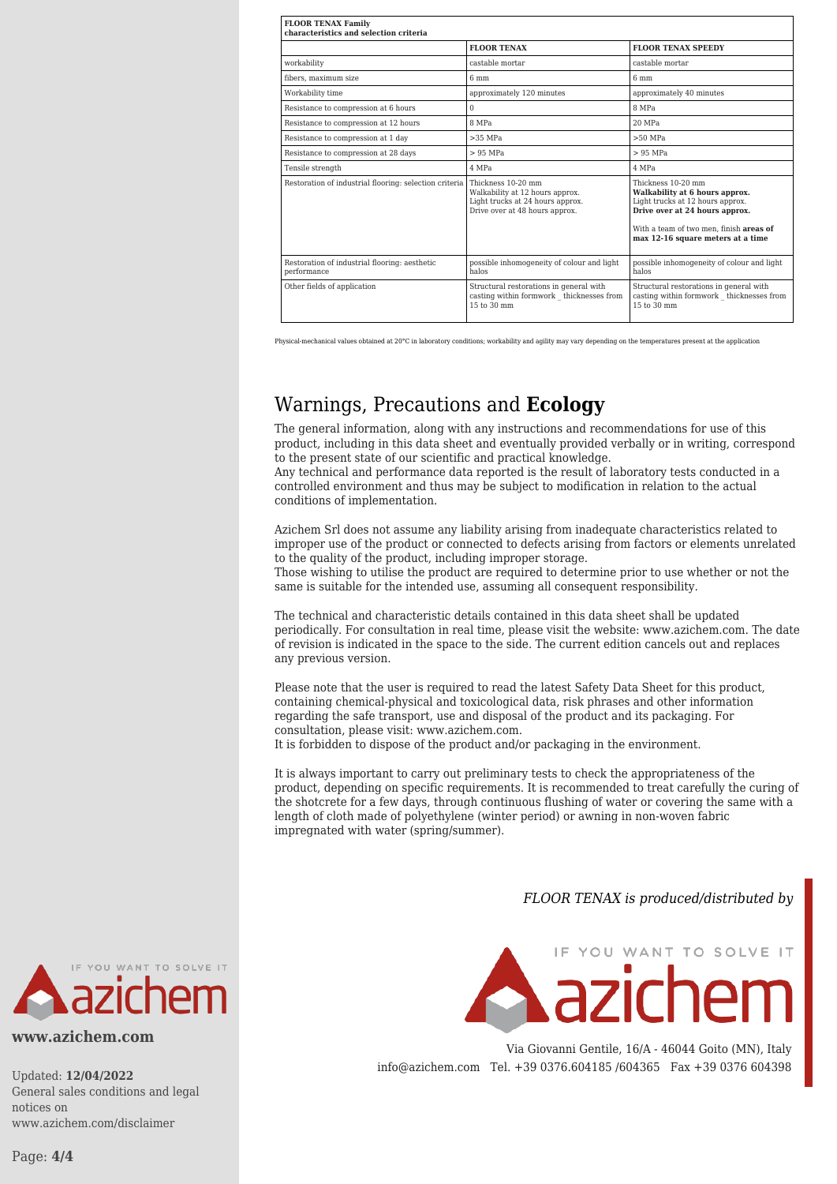| FLOOR TENAX Family characteristics and selection criteria | | |
|---|---|---|
| | **FLOOR TENAX** | **FLOOR TENAX SPEEDY** |
| workability | castable mortar | castable mortar |
| fibers, maximum size | 6 mm | 6 mm |
| Workability time | approximately 120 minutes | approximately 40 minutes |
| Resistance to compression at 6 hours | 0 | 8 MPa |
| Resistance to compression at 12 hours | 8 MPa | 20 MPa |
| Resistance to compression at 1 day | >35 MPa | >50 MPa |
| Resistance to compression at 28 days | > 95 MPa | > 95 MPa |
| Tensile strength | 4 MPa | 4 MPa |
| Restoration of industrial flooring: selection criteria | Thickness 10-20 mm<br>Walkability at 12 hours approx.<br>Light trucks at 24 hours approx.<br>Drive over at 48 hours approx. | Thickness 10-20 mm<br>**Walkability at 6 hours approx.**<br>Light trucks at 12 hours approx.<br>**Drive over at 24 hours approx.**<br><br>With a team of two men, finish **areas of max 12-16 square meters at a time** |
| Restoration of industrial flooring: aesthetic performance | possible inhomogeneity of colour and light halos | possible inhomogeneity of colour and light halos |
| Other fields of application | Structural restorations in general with casting within formwork _ thicknesses from 15 to 30 mm | Structural restorations in general with casting within formwork _ thicknesses from 15 to 30 mm |

Physical-mechanical values obtained at 20°C in laboratory conditions; workability and agility may vary depending on the temperatures present at the application

## Warnings, Precautions and **Ecology**

The general information, along with any instructions and recommendations for use of this product, including in this data sheet and eventually provided verbally or in writing, correspond to the present state of our scientific and practical knowledge.
Any technical and performance data reported is the result of laboratory tests conducted in a controlled environment and thus may be subject to modification in relation to the actual conditions of implementation.

Azichem Srl does not assume any liability arising from inadequate characteristics related to improper use of the product or connected to defects arising from factors or elements unrelated to the quality of the product, including improper storage.
Those wishing to utilise the product are required to determine prior to use whether or not the same is suitable for the intended use, assuming all consequent responsibility.

The technical and characteristic details contained in this data sheet shall be updated periodically. For consultation in real time, please visit the website: www.azichem.com. The date of revision is indicated in the space to the side. The current edition cancels out and replaces any previous version.

Please note that the user is required to read the latest Safety Data Sheet for this product, containing chemical-physical and toxicological data, risk phrases and other information regarding the safe transport, use and disposal of the product and its packaging. For consultation, please visit: www.azichem.com.
It is forbidden to dispose of the product and/or packaging in the environment.

It is always important to carry out preliminary tests to check the appropriateness of the product, depending on specific requirements. It is recommended to treat carefully the curing of the shotcrete for a few days, through continuous flushing of water or covering the same with a length of cloth made of polyethylene (winter period) or awning in non-woven fabric impregnated with water (spring/summer).

*FLOOR TENAX is produced/distributed by*

IF YOU WANT TO SOLVE IT
azichem

Via Giovanni Gentile, 16/A - 46044 Goito (MN), Italy
info@azichem.com Tel. +39 0376.604185 /604365 Fax +39 0376 604398

IF YOU WANT TO SOLVE IT
azichem

**www.azichem.com**

Updated: **12/04/2022**
General sales conditions and legal notices on www.azichem.com/disclaimer